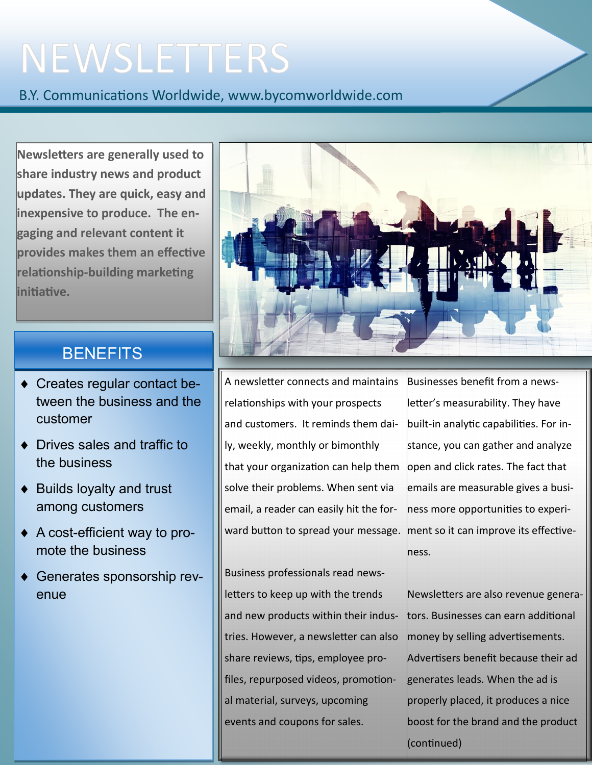# NEWSLETTERS

B.Y. Communications Worldwide, www.bycomworldwide.com

**Newsletters are generally used to share industry news and product updates. They are quick, easy and inexpensive to produce. The engaging and relevant content it provides makes them an effective relationship-building marketing initiative.**

## BENEFITS

- Creates regular contact between the business and the customer
- Drives sales and traffic to the business
- Builds loyalty and trust among customers
- A cost-efficient way to promote the business
- Generates sponsorship revenue

A newsletter connects and maintains relationships with your prospects and customers. It reminds them daily, weekly, monthly or bimonthly that your organization can help them solve their problems. When sent via email, a reader can easily hit the forward button to spread your message.

Business professionals read newsletters to keep up with the trends and new products within their industries. However, a newsletter can also share reviews, tips, employee profiles, repurposed videos, promotional material, surveys, upcoming events and coupons for sales.

Businesses benefit from a newsletter's measurability. They have built-in analytic capabilities. For instance, you can gather and analyze open and click rates. The fact that emails are measurable gives a business more opportunities to experiment so it can improve its effectiveness.

Newsletters are also revenue generators. Businesses can earn additional money by selling advertisements. Advertisers benefit because their ad generates leads. When the ad is properly placed, it produces a nice boost for the brand and the product (continued)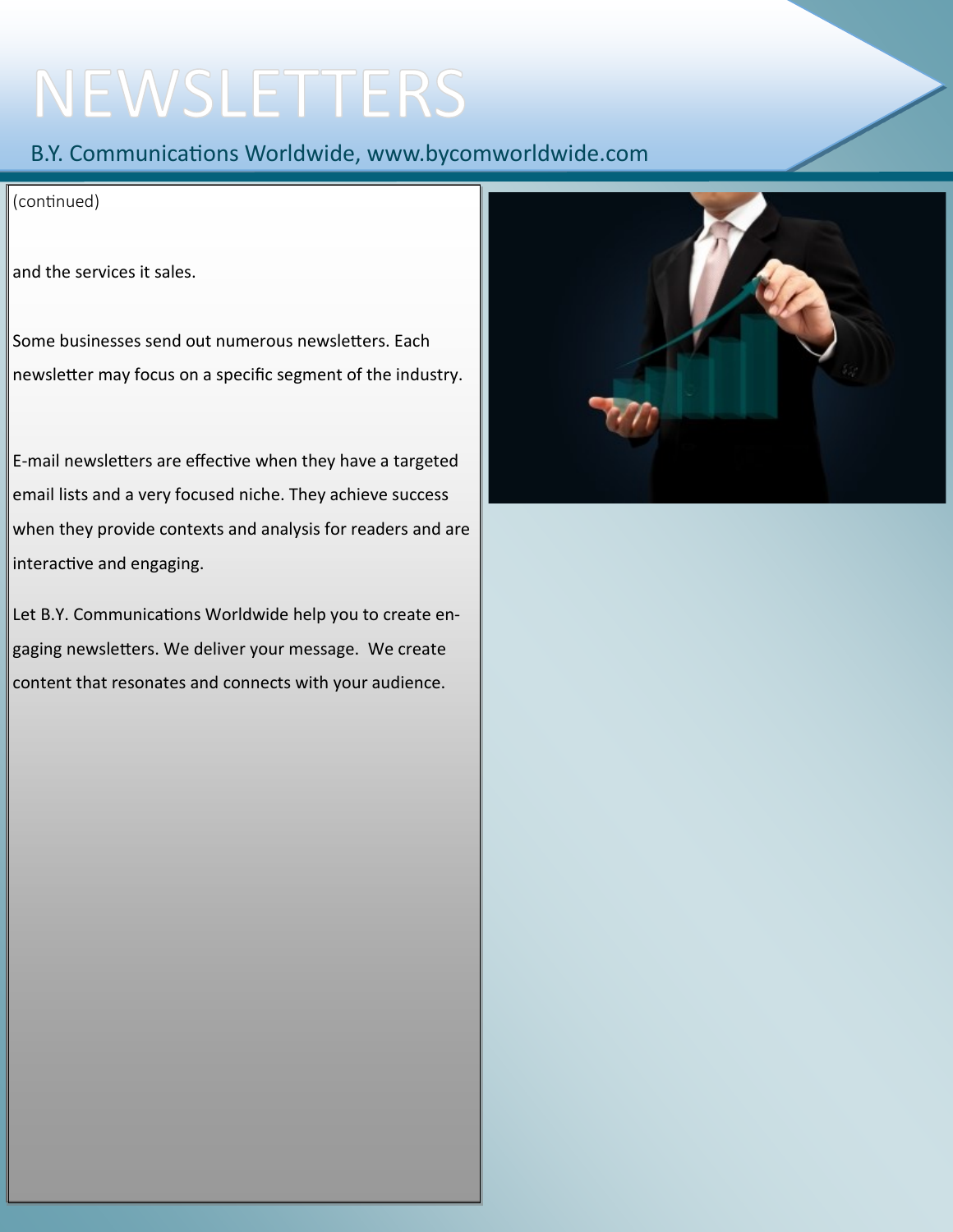# NEWSLETTERS

B.Y. Communications Worldwide, www.bycomworldwide.com

(continued)

and the services it sales.

Some businesses send out numerous newsletters. Each newsletter may focus on a specific segment of the industry.

E-mail newsletters are effective when they have a targeted email lists and a very focused niche. They achieve success when they provide contexts and analysis for readers and are interactive and engaging.

Let B.Y. Communications Worldwide help you to create engaging newsletters. We deliver your message. We create content that resonates and connects with your audience.